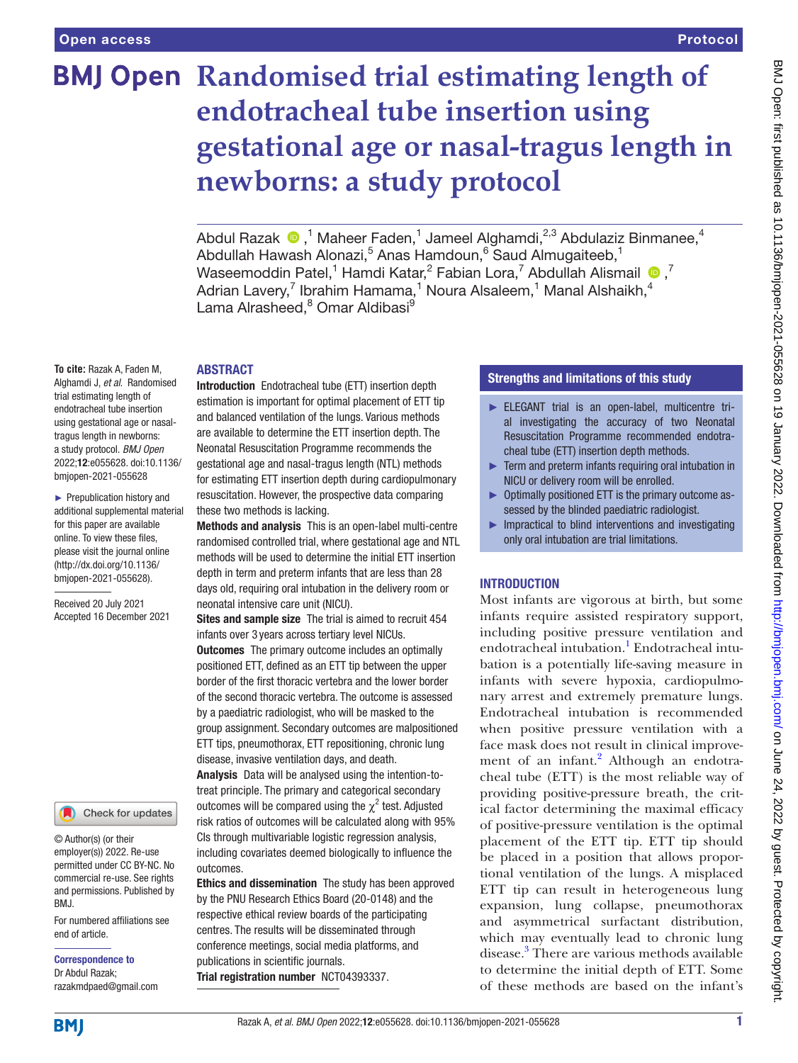# Randomised trial estimating length of endotracheal tube insertion using gestational age or nasal-tragus length in newborns: a study protocol

Abdul Razak,[1] Maheer Faden,[1] Jameel Alghamdi,[2,3] Abdulaziz Binmanee,[4] Abdullah Hawash Alonazi,[5] Anas Hamdoun,[6] Saud Almugaiteeb,[1] Waseemoddin Patel,[1] Hamdi Katar,[2] Fabian Lora,[7] Abdullah Alismail,[7] Adrian Lavery,[7] Ibrahim Hamama,[1] Noura Alsaleem,[1] Manal Alshaikh,[4] Lama Alrasheed,[8] Omar Aldibasi[9]

**To cite:** Razak A, Faden M, Alghamdi J, *et al*. Randomised trial estimating length of endotracheal tube insertion using gestational age or nasal-tragus length in newborns: a study protocol. *BMJ Open* 2022;**12**:e055628. doi:10.1136/bmjopen-2021-055628

► Prepublication history and additional supplemental material for this paper are available online. To view these files, please visit the journal online (http://dx.doi.org/10.1136/bmjopen-2021-055628).

Received 20 July 2021
Accepted 16 December 2021

© Author(s) (or their employer(s)) 2022. Re-use permitted under CC BY-NC. No commercial re-use. See rights and permissions. Published by BMJ.

For numbered affiliations see end of article.

**Correspondence to**
Dr Abdul Razak;
razakmdpaed@gmail.com

## ABSTRACT

**Introduction** Endotracheal tube (ETT) insertion depth estimation is important for optimal placement of ETT tip and balanced ventilation of the lungs. Various methods are available to determine the ETT insertion depth. The Neonatal Resuscitation Programme recommends the gestational age and nasal-tragus length (NTL) methods for estimating ETT insertion depth during cardiopulmonary resuscitation. However, the prospective data comparing these two methods is lacking.

**Methods and analysis** This is an open-label multi-centre randomised controlled trial, where gestational age and NTL methods will be used to determine the initial ETT insertion depth in term and preterm infants that are less than 28 days old, requiring oral intubation in the delivery room or neonatal intensive care unit (NICU).

**Sites and sample size** The trial is aimed to recruit 454 infants over 3 years across tertiary level NICUs.

**Outcomes** The primary outcome includes an optimally positioned ETT, defined as an ETT tip between the upper border of the first thoracic vertebra and the lower border of the second thoracic vertebra. The outcome is assessed by a paediatric radiologist, who will be masked to the group assignment. Secondary outcomes are malpositioned ETT tips, pneumothorax, ETT repositioning, chronic lung disease, invasive ventilation days, and death.

**Analysis** Data will be analysed using the intention-to-treat principle. The primary and categorical secondary outcomes will be compared using the $\chi^2$ test. Adjusted risk ratios of outcomes will be calculated along with 95% CIs through multivariable logistic regression analysis, including covariates deemed biologically to influence the outcomes.

**Ethics and dissemination** The study has been approved by the PNU Research Ethics Board (20-0148) and the respective ethical review boards of the participating centres. The results will be disseminated through conference meetings, social media platforms, and publications in scientific journals.

**Trial registration number** NCT04393337.

## Strengths and limitations of this study

- ► ELEGANT trial is an open-label, multicentre trial investigating the accuracy of two Neonatal Resuscitation Programme recommended endotracheal tube (ETT) insertion depth methods.
- ► Term and preterm infants requiring oral intubation in NICU or delivery room will be enrolled.
- ► Optimally positioned ETT is the primary outcome assessed by the blinded paediatric radiologist.
- ► Impractical to blind interventions and investigating only oral intubation are trial limitations.

## INTRODUCTION

Most infants are vigorous at birth, but some infants require assisted respiratory support, including positive pressure ventilation and endotracheal intubation.[1] Endotracheal intubation is a potentially life-saving measure in infants with severe hypoxia, cardiopulmonary arrest and extremely premature lungs. Endotracheal intubation is recommended when positive pressure ventilation with a face mask does not result in clinical improvement of an infant.[2] Although an endotracheal tube (ETT) is the most reliable way of providing positive-pressure breath, the critical factor determining the maximal efficacy of positive-pressure ventilation is the optimal placement of the ETT tip. ETT tip should be placed in a position that allows proportional ventilation of the lungs. A misplaced ETT tip can result in heterogeneous lung expansion, lung collapse, pneumothorax and asymmetrical surfactant distribution, which may eventually lead to chronic lung disease.[3] There are various methods available to determine the initial depth of ETT. Some of these methods are based on the infant's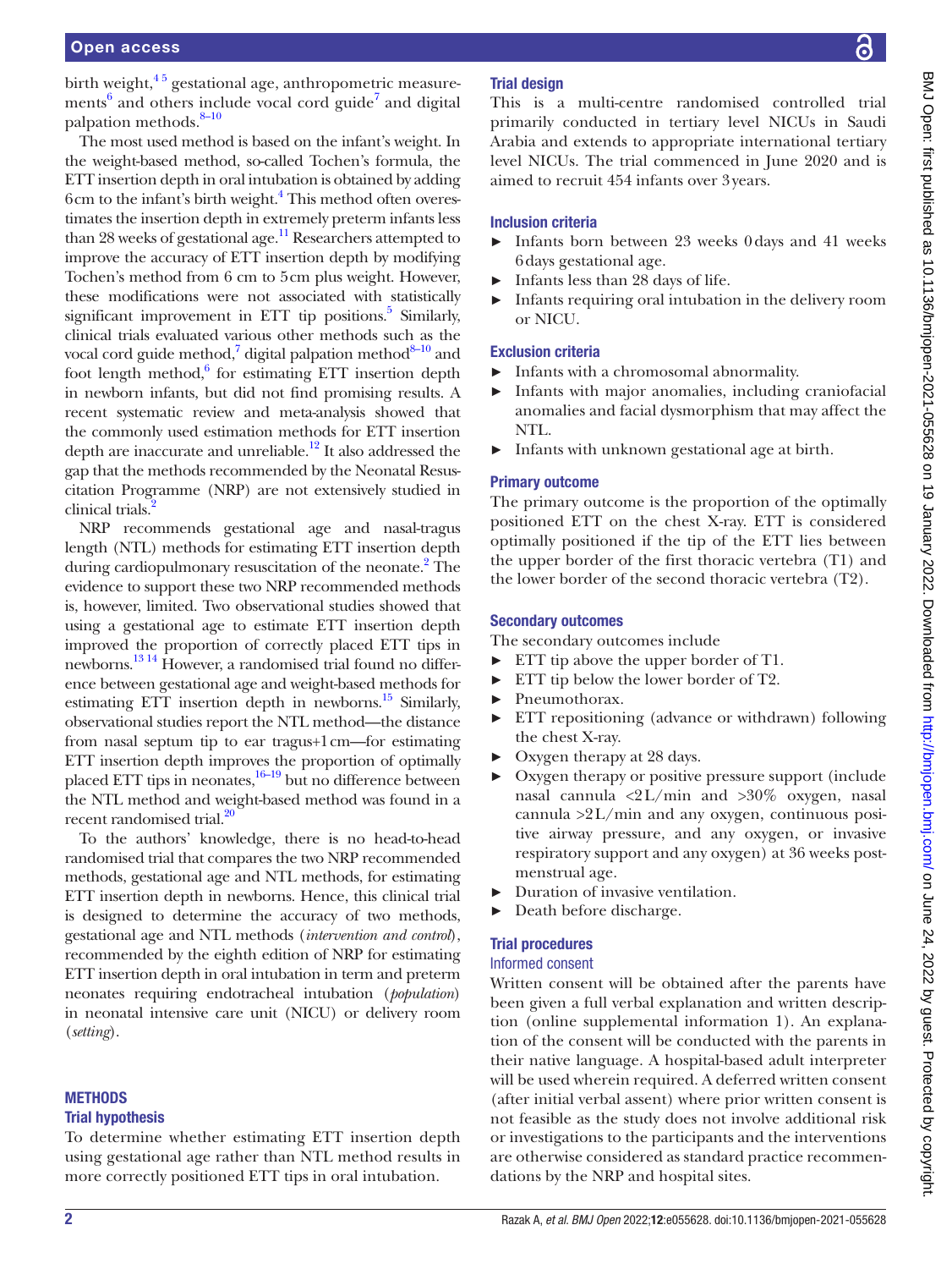birth weight,[4,5] gestational age, anthropometric measurements[6] and others include vocal cord guide[7] and digital palpation methods.[8–10]

The most used method is based on the infant's weight. In the weight-based method, so-called Tochen's formula, the ETT insertion depth in oral intubation is obtained by adding 6 cm to the infant's birth weight.[4] This method often overestimates the insertion depth in extremely preterm infants less than 28 weeks of gestational age.[11] Researchers attempted to improve the accuracy of ETT insertion depth by modifying Tochen's method from 6 cm to 5 cm plus weight. However, these modifications were not associated with statistically significant improvement in ETT tip positions.[5] Similarly, clinical trials evaluated various other methods such as the vocal cord guide method,[7] digital palpation method[8–10] and foot length method,[6] for estimating ETT insertion depth in newborn infants, but did not find promising results. A recent systematic review and meta-analysis showed that the commonly used estimation methods for ETT insertion depth are inaccurate and unreliable.[12] It also addressed the gap that the methods recommended by the Neonatal Resuscitation Programme (NRP) are not extensively studied in clinical trials.[2]

NRP recommends gestational age and nasal-tragus length (NTL) methods for estimating ETT insertion depth during cardiopulmonary resuscitation of the neonate.[2] The evidence to support these two NRP recommended methods is, however, limited. Two observational studies showed that using a gestational age to estimate ETT insertion depth improved the proportion of correctly placed ETT tips in newborns.[13,14] However, a randomised trial found no difference between gestational age and weight-based methods for estimating ETT insertion depth in newborns.[15] Similarly, observational studies report the NTL method—the distance from nasal septum tip to ear tragus+1 cm—for estimating ETT insertion depth improves the proportion of optimally placed ETT tips in neonates,[16–19] but no difference between the NTL method and weight-based method was found in a recent randomised trial.[20]

To the authors' knowledge, there is no head-to-head randomised trial that compares the two NRP recommended methods, gestational age and NTL methods, for estimating ETT insertion depth in newborns. Hence, this clinical trial is designed to determine the accuracy of two methods, gestational age and NTL methods (*intervention and control*), recommended by the eighth edition of NRP for estimating ETT insertion depth in oral intubation in term and preterm neonates requiring endotracheal intubation (*population*) in neonatal intensive care unit (NICU) or delivery room (*setting*).

## METHODS

### Trial hypothesis

To determine whether estimating ETT insertion depth using gestational age rather than NTL method results in more correctly positioned ETT tips in oral intubation.

### Trial design

This is a multi-centre randomised controlled trial primarily conducted in tertiary level NICUs in Saudi Arabia and extends to appropriate international tertiary level NICUs. The trial commenced in June 2020 and is aimed to recruit 454 infants over 3 years.

### Inclusion criteria

- Infants born between 23 weeks 0 days and 41 weeks 6 days gestational age.
- Infants less than 28 days of life.
- Infants requiring oral intubation in the delivery room or NICU.

### Exclusion criteria

- Infants with a chromosomal abnormality.
- Infants with major anomalies, including craniofacial anomalies and facial dysmorphism that may affect the NTL.
- Infants with unknown gestational age at birth.

### Primary outcome

The primary outcome is the proportion of the optimally positioned ETT on the chest X-ray. ETT is considered optimally positioned if the tip of the ETT lies between the upper border of the first thoracic vertebra (T1) and the lower border of the second thoracic vertebra (T2).

### Secondary outcomes

The secondary outcomes include

- ETT tip above the upper border of T1.
- ETT tip below the lower border of T2.
- Pneumothorax.
- ETT repositioning (advance or withdrawn) following the chest X-ray.
- Oxygen therapy at 28 days.
- Oxygen therapy or positive pressure support (include nasal cannula <2 L/min and >30% oxygen, nasal cannula >2 L/min and any oxygen, continuous positive airway pressure, and any oxygen, or invasive respiratory support and any oxygen) at 36 weeks postmenstrual age.
- Duration of invasive ventilation.
- Death before discharge.

### Trial procedures

#### Informed consent

Written consent will be obtained after the parents have been given a full verbal explanation and written description (online supplemental information 1). An explanation of the consent will be conducted with the parents in their native language. A hospital-based adult interpreter will be used wherein required. A deferred written consent (after initial verbal assent) where prior written consent is not feasible as the study does not involve additional risk or investigations to the participants and the interventions are otherwise considered as standard practice recommendations by the NRP and hospital sites.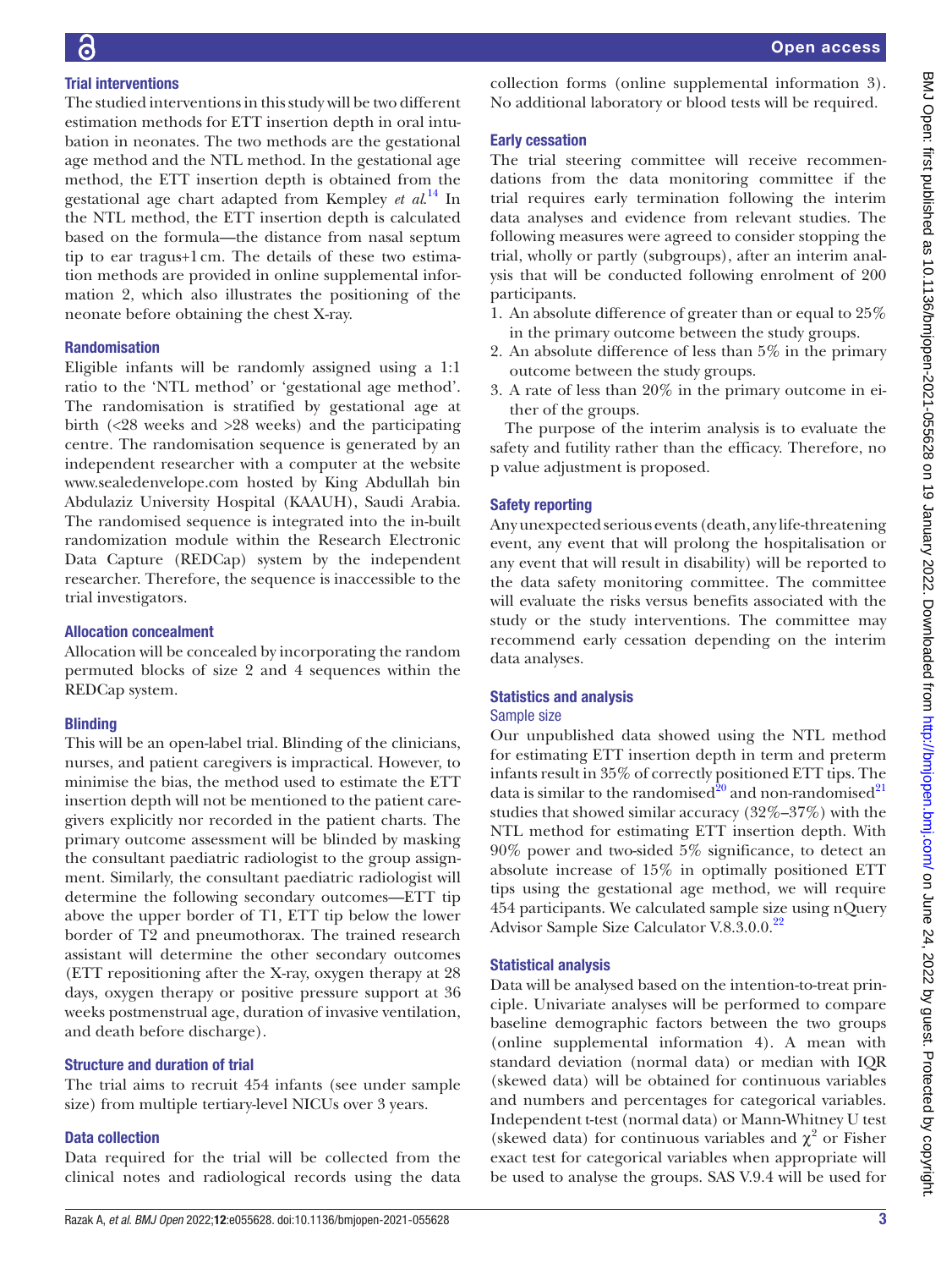### Trial interventions

The studied interventions in this study will be two different estimation methods for ETT insertion depth in oral intubation in neonates. The two methods are the gestational age method and the NTL method. In the gestational age method, the ETT insertion depth is obtained from the gestational age chart adapted from Kempley *et al*.[14] In the NTL method, the ETT insertion depth is calculated based on the formula—the distance from nasal septum tip to ear tragus+1 cm. The details of these two estimation methods are provided in online supplemental information 2, which also illustrates the positioning of the neonate before obtaining the chest X-ray.

### Randomisation

Eligible infants will be randomly assigned using a 1:1 ratio to the 'NTL method' or 'gestational age method'. The randomisation is stratified by gestational age at birth (<28 weeks and >28 weeks) and the participating centre. The randomisation sequence is generated by an independent researcher with a computer at the website www.sealedenvelope.com hosted by King Abdullah bin Abdulaziz University Hospital (KAAUH), Saudi Arabia. The randomised sequence is integrated into the in-built randomization module within the Research Electronic Data Capture (REDCap) system by the independent researcher. Therefore, the sequence is inaccessible to the trial investigators.

### Allocation concealment

Allocation will be concealed by incorporating the random permuted blocks of size 2 and 4 sequences within the REDCap system.

### Blinding

This will be an open-label trial. Blinding of the clinicians, nurses, and patient caregivers is impractical. However, to minimise the bias, the method used to estimate the ETT insertion depth will not be mentioned to the patient caregivers explicitly nor recorded in the patient charts. The primary outcome assessment will be blinded by masking the consultant paediatric radiologist to the group assignment. Similarly, the consultant paediatric radiologist will determine the following secondary outcomes—ETT tip above the upper border of T1, ETT tip below the lower border of T2 and pneumothorax. The trained research assistant will determine the other secondary outcomes (ETT repositioning after the X-ray, oxygen therapy at 28 days, oxygen therapy or positive pressure support at 36 weeks postmenstrual age, duration of invasive ventilation, and death before discharge).

### Structure and duration of trial

The trial aims to recruit 454 infants (see under sample size) from multiple tertiary-level NICUs over 3 years.

### Data collection

Data required for the trial will be collected from the clinical notes and radiological records using the data collection forms (online supplemental information 3). No additional laboratory or blood tests will be required.

### Early cessation

The trial steering committee will receive recommendations from the data monitoring committee if the trial requires early termination following the interim data analyses and evidence from relevant studies. The following measures were agreed to consider stopping the trial, wholly or partly (subgroups), after an interim analysis that will be conducted following enrolment of 200 participants.

1. An absolute difference of greater than or equal to 25% in the primary outcome between the study groups.
2. An absolute difference of less than 5% in the primary outcome between the study groups.
3. A rate of less than 20% in the primary outcome in either of the groups.

The purpose of the interim analysis is to evaluate the safety and futility rather than the efficacy. Therefore, no p value adjustment is proposed.

### Safety reporting

Any unexpected serious events (death, any life-threatening event, any event that will prolong the hospitalisation or any event that will result in disability) will be reported to the data safety monitoring committee. The committee will evaluate the risks versus benefits associated with the study or the study interventions. The committee may recommend early cessation depending on the interim data analyses.

### Statistics and analysis

#### Sample size

Our unpublished data showed using the NTL method for estimating ETT insertion depth in term and preterm infants result in 35% of correctly positioned ETT tips. The data is similar to the randomised[20] and non-randomised[21] studies that showed similar accuracy (32%–37%) with the NTL method for estimating ETT insertion depth. With 90% power and two-sided 5% significance, to detect an absolute increase of 15% in optimally positioned ETT tips using the gestational age method, we will require 454 participants. We calculated sample size using nQuery Advisor Sample Size Calculator V.8.3.0.0.[22]

### Statistical analysis

Data will be analysed based on the intention-to-treat principle. Univariate analyses will be performed to compare baseline demographic factors between the two groups (online supplemental information 4). A mean with standard deviation (normal data) or median with IQR (skewed data) will be obtained for continuous variables and numbers and percentages for categorical variables. Independent t-test (normal data) or Mann-Whitney U test (skewed data) for continuous variables and $\chi^2$ or Fisher exact test for categorical variables when appropriate will be used to analyse the groups. SAS V.9.4 will be used for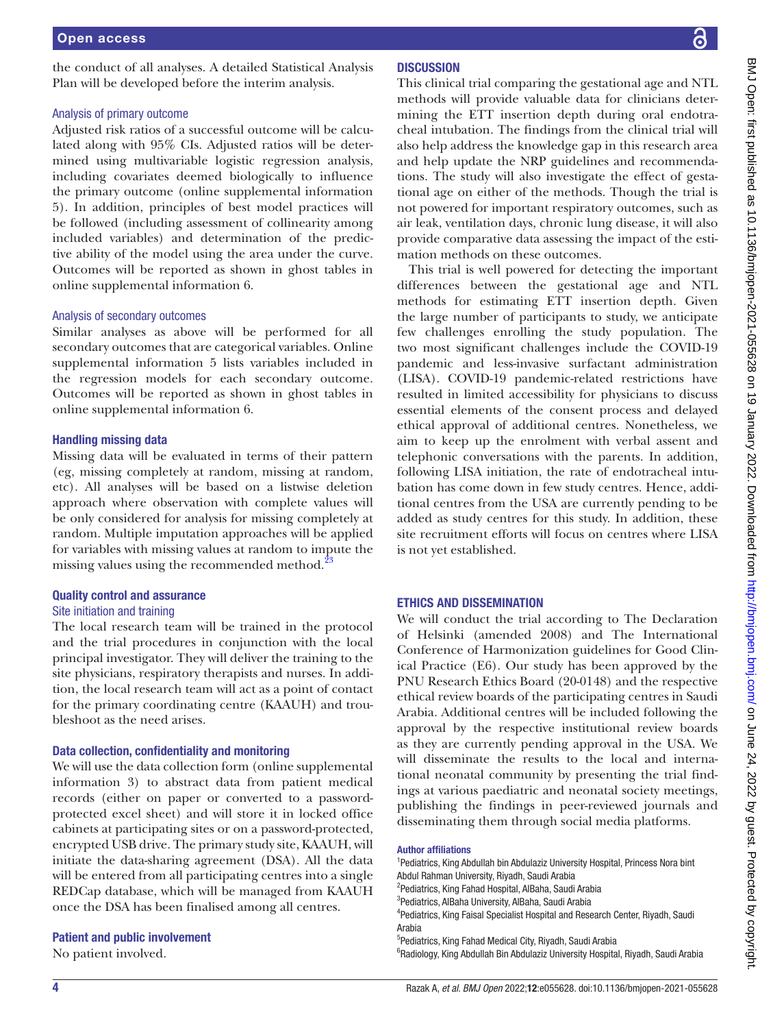the conduct of all analyses. A detailed Statistical Analysis Plan will be developed before the interim analysis.

### Analysis of primary outcome

Adjusted risk ratios of a successful outcome will be calculated along with 95% CIs. Adjusted ratios will be determined using multivariable logistic regression analysis, including covariates deemed biologically to influence the primary outcome (online supplemental information 5). In addition, principles of best model practices will be followed (including assessment of collinearity among included variables) and determination of the predictive ability of the model using the area under the curve. Outcomes will be reported as shown in ghost tables in online supplemental information 6.

### Analysis of secondary outcomes

Similar analyses as above will be performed for all secondary outcomes that are categorical variables. Online supplemental information 5 lists variables included in the regression models for each secondary outcome. Outcomes will be reported as shown in ghost tables in online supplemental information 6.

## Handling missing data

Missing data will be evaluated in terms of their pattern (eg, missing completely at random, missing at random, etc). All analyses will be based on a listwise deletion approach where observation with complete values will be only considered for analysis for missing completely at random. Multiple imputation approaches will be applied for variables with missing values at random to impute the missing values using the recommended method.[23]

## Quality control and assurance

### Site initiation and training

The local research team will be trained in the protocol and the trial procedures in conjunction with the local principal investigator. They will deliver the training to the site physicians, respiratory therapists and nurses. In addition, the local research team will act as a point of contact for the primary coordinating centre (KAAUH) and troubleshoot as the need arises.

## Data collection, confidentiality and monitoring

We will use the data collection form (online supplemental information 3) to abstract data from patient medical records (either on paper or converted to a password-protected excel sheet) and will store it in locked office cabinets at participating sites or on a password-protected, encrypted USB drive. The primary study site, KAAUH, will initiate the data-sharing agreement (DSA). All the data will be entered from all participating centres into a single REDCap database, which will be managed from KAAUH once the DSA has been finalised among all centres.

## Patient and public involvement

No patient involved.

# DISCUSSION

This clinical trial comparing the gestational age and NTL methods will provide valuable data for clinicians determining the ETT insertion depth during oral endotracheal intubation. The findings from the clinical trial will also help address the knowledge gap in this research area and help update the NRP guidelines and recommendations. The study will also investigate the effect of gestational age on either of the methods. Though the trial is not powered for important respiratory outcomes, such as air leak, ventilation days, chronic lung disease, it will also provide comparative data assessing the impact of the estimation methods on these outcomes.

This trial is well powered for detecting the important differences between the gestational age and NTL methods for estimating ETT insertion depth. Given the large number of participants to study, we anticipate few challenges enrolling the study population. The two most significant challenges include the COVID-19 pandemic and less-invasive surfactant administration (LISA). COVID-19 pandemic-related restrictions have resulted in limited accessibility for physicians to discuss essential elements of the consent process and delayed ethical approval of additional centres. Nonetheless, we aim to keep up the enrolment with verbal assent and telephonic conversations with the parents. In addition, following LISA initiation, the rate of endotracheal intubation has come down in few study centres. Hence, additional centres from the USA are currently pending to be added as study centres for this study. In addition, these site recruitment efforts will focus on centres where LISA is not yet established.

# ETHICS AND DISSEMINATION

We will conduct the trial according to The Declaration of Helsinki (amended 2008) and The International Conference of Harmonization guidelines for Good Clinical Practice (E6). Our study has been approved by the PNU Research Ethics Board (20-0148) and the respective ethical review boards of the participating centres in Saudi Arabia. Additional centres will be included following the approval by the respective institutional review boards as they are currently pending approval in the USA. We will disseminate the results to the local and international neonatal community by presenting the trial findings at various paediatric and neonatal society meetings, publishing the findings in peer-reviewed journals and disseminating them through social media platforms.

### Author affiliations

[1]Pediatrics, King Abdullah bin Abdulaziz University Hospital, Princess Nora bint Abdul Rahman University, Riyadh, Saudi Arabia
[2]Pediatrics, King Fahad Hospital, AlBaha, Saudi Arabia
[3]Pediatrics, AlBaha University, AlBaha, Saudi Arabia
[4]Pediatrics, King Faisal Specialist Hospital and Research Center, Riyadh, Saudi Arabia
[5]Pediatrics, King Fahad Medical City, Riyadh, Saudi Arabia
[6]Radiology, King Abdullah Bin Abdulaziz University Hospital, Riyadh, Saudi Arabia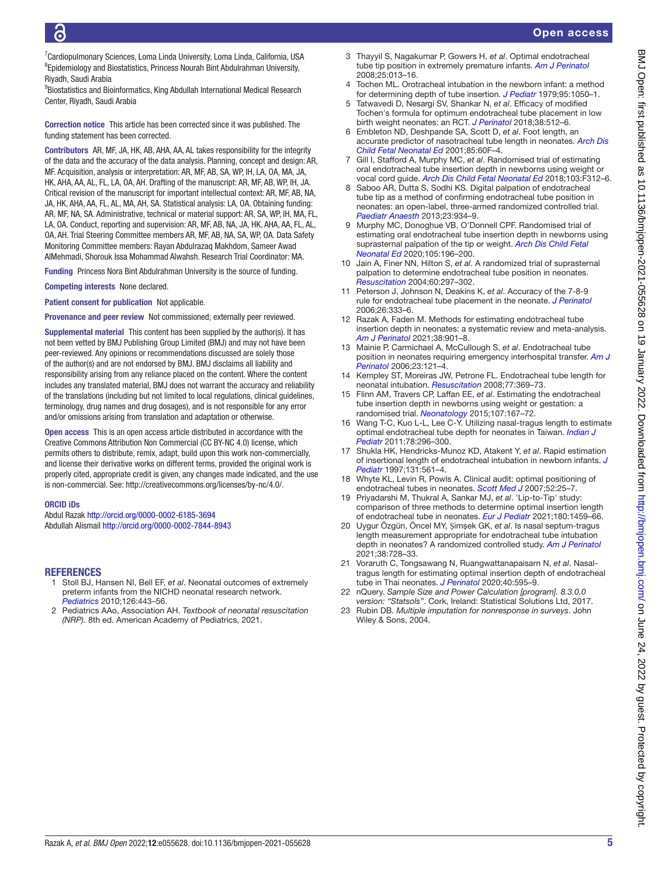[7]Cardiopulmonary Sciences, Loma Linda University, Loma Linda, California, USA
[8]Epidemiology and Biostatistics, Princess Nourah Bint Abdulrahman University, Riyadh, Saudi Arabia
[9]Biostatistics and Bioinformatics, King Abdullah International Medical Research Center, Riyadh, Saudi Arabia

**Correction notice** This article has been corrected since it was published. The funding statement has been corrected.

**Contributors** AR, MF, JA, HK, AB, AHA, AA, AL takes responsibility for the integrity of the data and the accuracy of the data analysis. Planning, concept and design: AR, MF. Acquisition, analysis or interpretation: AR, MF, AB, SA, WP, IH, LA, OA, MA, JA, HK, AHA, AA, AL, FL, LA, OA, AH. Drafting of the manuscript: AR, MF, AB, WP, IH, JA. Critical revision of the manuscript for important intellectual context: AR, MF, AB, NA, JA, HK, AHA, AA, FL, AL, MA, AH, SA. Statistical analysis: LA, OA. Obtaining funding: AR, MF, NA, SA. Administrative, technical or material support: AR, SA, WP, IH, MA, FL, LA, OA. Conduct, reporting and supervision: AR, MF, AB, NA, JA, HK, AHA, AA, FL, AL, OA, AH. Trial Steering Committee members AR, MF, AB, NA, SA, WP, OA. Data Safety Monitoring Committee members: Rayan Abdulrazaq Makhdom, Sameer Awad AlMehmadi, Shorouk Issa Mohammad Alwahsh. Research Trial Coordinator: MA.

**Funding** Princess Nora Bint Abdulrahman University is the source of funding.

**Competing interests** None declared.

**Patient consent for publication** Not applicable.

**Provenance and peer review** Not commissioned; externally peer reviewed.

**Supplemental material** This content has been supplied by the author(s). It has not been vetted by BMJ Publishing Group Limited (BMJ) and may not have been peer-reviewed. Any opinions or recommendations discussed are solely those of the author(s) and are not endorsed by BMJ. BMJ disclaims all liability and responsibility arising from any reliance placed on the content. Where the content includes any translated material, BMJ does not warrant the accuracy and reliability of the translations (including but not limited to local regulations, clinical guidelines, terminology, drug names and drug dosages), and is not responsible for any error and/or omissions arising from translation and adaptation or otherwise.

**Open access** This is an open access article distributed in accordance with the Creative Commons Attribution Non Commercial (CC BY-NC 4.0) license, which permits others to distribute, remix, adapt, build upon this work non-commercially, and license their derivative works on different terms, provided the original work is properly cited, appropriate credit is given, any changes made indicated, and the use is non-commercial. See: http://creativecommons.org/licenses/by-nc/4.0/.

**ORCID iDs**
Abdul Razak http://orcid.org/0000-0002-6185-3694
Abdullah Alismail http://orcid.org/0000-0002-7844-8943

## REFERENCES

1. Stoll BJ, Hansen NI, Bell EF, *et al*. Neonatal outcomes of extremely preterm infants from the NICHD neonatal research network. *Pediatrics* 2010;126:443–56.
2. Pediatrics AAo, Association AH. *Textbook of neonatal resuscitation (NRP)*. 8th ed. American Academy of Pediatrics, 2021.
3. Thayyil S, Nagakumar P, Gowers H, *et al*. Optimal endotracheal tube tip position in extremely premature infants. *Am J Perinatol* 2008;25:013–16.
4. Tochen ML. Orotracheal intubation in the newborn infant: a method for determining depth of tube insertion. *J Pediatr* 1979;95:1050–1.
5. Tatwavedi D, Nesargi SV, Shankar N, *et al*. Efficacy of modified Tochen's formula for optimum endotracheal tube placement in low birth weight neonates: an RCT. *J Perinatol* 2018;38:512–6.
6. Embleton ND, Deshpande SA, Scott D, *et al*. Foot length, an accurate predictor of nasotracheal tube length in neonates. *Arch Dis Child Fetal Neonatal Ed* 2001;85:60F–4.
7. Gill I, Stafford A, Murphy MC, *et al*. Randomised trial of estimating oral endotracheal tube insertion depth in newborns using weight or vocal cord guide. *Arch Dis Child Fetal Neonatal Ed* 2018;103:F312–6.
8. Saboo AR, Dutta S, Sodhi KS. Digital palpation of endotracheal tube tip as a method of confirming endotracheal tube position in neonates: an open-label, three-armed randomized controlled trial. *Paediatr Anaesth* 2013;23:934–9.
9. Murphy MC, Donoghue VB, O'Donnell CPF. Randomised trial of estimating oral endotracheal tube insertion depth in newborns using suprasternal palpation of the tip or weight. *Arch Dis Child Fetal Neonatal Ed* 2020;105:196–200.
10. Jain A, Finer NN, Hilton S, *et al*. A randomized trial of suprasternal palpation to determine endotracheal tube position in neonates. *Resuscitation* 2004;60:297–302.
11. Peterson J, Johnson N, Deakins K, *et al*. Accuracy of the 7-8-9 rule for endotracheal tube placement in the neonate. *J Perinatol* 2006;26:333–6.
12. Razak A, Faden M. Methods for estimating endotracheal tube insertion depth in neonates: a systematic review and meta-analysis. *Am J Perinatol* 2021;38:901–8.
13. Mainie P, Carmichael A, McCullough S, *et al*. Endotracheal tube position in neonates requiring emergency interhospital transfer. *Am J Perinatol* 2006;23:121–4.
14. Kempley ST, Moreiras JW, Petrone FL. Endotracheal tube length for neonatal intubation. *Resuscitation* 2008;77:369–73.
15. Flinn AM, Travers CP, Laffan EE, *et al*. Estimating the endotracheal tube insertion depth in newborns using weight or gestation: a randomised trial. *Neonatology* 2015;107:167–72.
16. Wang T-C, Kuo L-L, Lee C-Y. Utilizing nasal-tragus length to estimate optimal endotracheal tube depth for neonates in Taiwan. *Indian J Pediatr* 2011;78:296–300.
17. Shukla HK, Hendricks-Munoz KD, Atakent Y, *et al*. Rapid estimation of insertional length of endotracheal intubation in newborn infants. *J Pediatr* 1997;131:561–4.
18. Whyte KL, Levin R, Powls A. Clinical audit: optimal positioning of endotracheal tubes in neonates. *Scott Med J* 2007;52:25–7.
19. Priyadarshi M, Thukral A, Sankar MJ, *et al*. 'Lip-to-Tip' study: comparison of three methods to determine optimal insertion length of endotracheal tube in neonates. *Eur J Pediatr* 2021;180:1459–66.
20. Uygur Özgün, Öncel MY, Şimşek GK, *et al*. Is nasal septum-tragus length measurement appropriate for endotracheal tube intubation depth in neonates? A randomized controlled study. *Am J Perinatol* 2021;38:728–33.
21. Voraruth C, Tongsawang N, Ruangwattanapaisarn N, *et al*. Nasal-tragus length for estimating optimal insertion depth of endotracheal tube in Thai neonates. *J Perinatol* 2020;40:595–9.
22. nQuery. *Sample Size and Power Calculation [program]. 8.3.0.0 version: "Statsols"*. Cork, Ireland: Statistical Solutions Ltd, 2017.
23. Rubin DB. *Multiple imputation for nonresponse in surveys*. John Wiley & Sons, 2004.